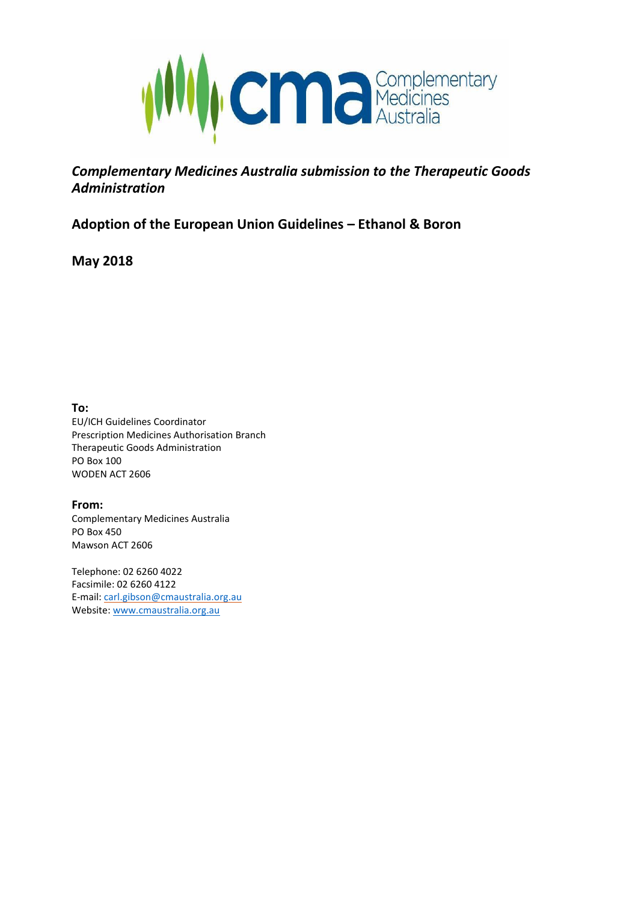*Complementary Medicines Australia submission to the Therapeutic Goods Administration*

## Adoption of the European Union Guidelines – Ethanol & Boron

**May 2018**

**To:**
EU/ICH Guidelines Coordinator
Prescription Medicines Authorisation Branch
Therapeutic Goods Administration
PO Box 100
WODEN ACT 2606

**From:**
Complementary Medicines Australia
PO Box 450
Mawson ACT 2606

Telephone: 02 6260 4022
Facsimile: 02 6260 4122
E-mail: carl.gibson@cmaustralia.org.au
Website: www.cmaustralia.org.au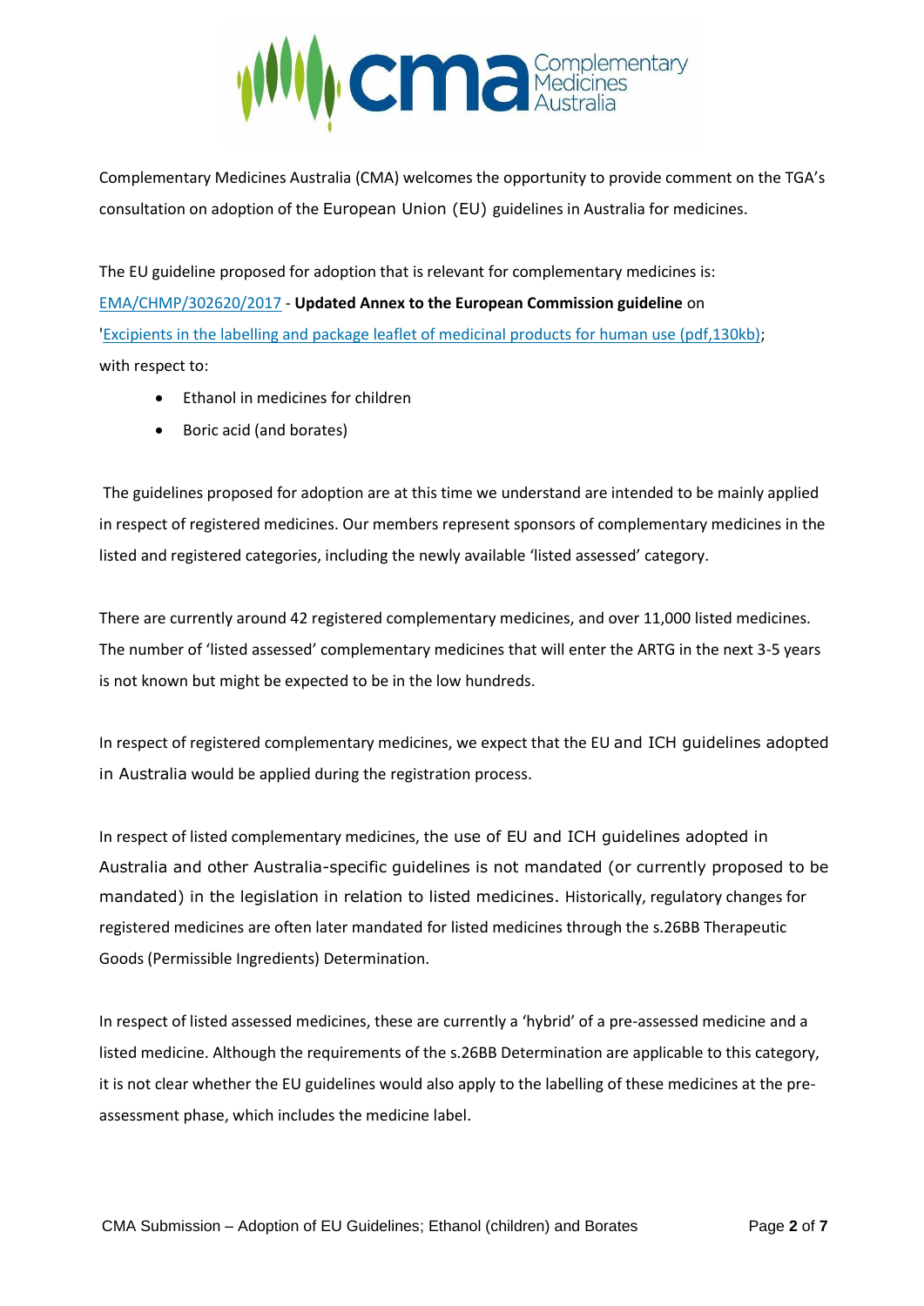Complementary Medicines Australia (CMA) welcomes the opportunity to provide comment on the TGA's consultation on adoption of the European Union (EU) guidelines in Australia for medicines.

The EU guideline proposed for adoption that is relevant for complementary medicines is: EMA/CHMP/302620/2017 - **Updated Annex to the European Commission guideline** on 'Excipients in the labelling and package leaflet of medicinal products for human use (pdf,130kb); with respect to:

- Ethanol in medicines for children
- Boric acid (and borates)

The guidelines proposed for adoption are at this time we understand are intended to be mainly applied in respect of registered medicines. Our members represent sponsors of complementary medicines in the listed and registered categories, including the newly available 'listed assessed' category.

There are currently around 42 registered complementary medicines, and over 11,000 listed medicines. The number of 'listed assessed' complementary medicines that will enter the ARTG in the next 3-5 years is not known but might be expected to be in the low hundreds.

In respect of registered complementary medicines, we expect that the EU and ICH guidelines adopted in Australia would be applied during the registration process.

In respect of listed complementary medicines, the use of EU and ICH guidelines adopted in Australia and other Australia-specific guidelines is not mandated (or currently proposed to be mandated) in the legislation in relation to listed medicines. Historically, regulatory changes for registered medicines are often later mandated for listed medicines through the s.26BB Therapeutic Goods (Permissible Ingredients) Determination.

In respect of listed assessed medicines, these are currently a 'hybrid' of a pre-assessed medicine and a listed medicine. Although the requirements of the s.26BB Determination are applicable to this category, it is not clear whether the EU guidelines would also apply to the labelling of these medicines at the pre-assessment phase, which includes the medicine label.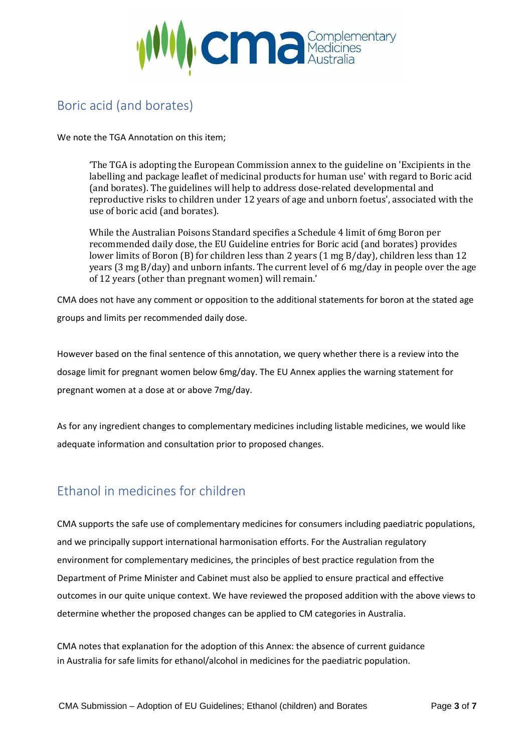## Boric acid (and borates)

We note the TGA Annotation on this item;

> 'The TGA is adopting the European Commission annex to the guideline on 'Excipients in the labelling and package leaflet of medicinal products for human use' with regard to Boric acid (and borates). The guidelines will help to address dose-related developmental and reproductive risks to children under 12 years of age and unborn foetus', associated with the use of boric acid (and borates).
>
> While the Australian Poisons Standard specifies a Schedule 4 limit of 6mg Boron per recommended daily dose, the EU Guideline entries for Boric acid (and borates) provides lower limits of Boron (B) for children less than 2 years (1 mg B/day), children less than 12 years (3 mg B/day) and unborn infants. The current level of 6 mg/day in people over the age of 12 years (other than pregnant women) will remain.'

CMA does not have any comment or opposition to the additional statements for boron at the stated age groups and limits per recommended daily dose.

However based on the final sentence of this annotation, we query whether there is a review into the dosage limit for pregnant women below 6mg/day. The EU Annex applies the warning statement for pregnant women at a dose at or above 7mg/day.

As for any ingredient changes to complementary medicines including listable medicines, we would like adequate information and consultation prior to proposed changes.

## Ethanol in medicines for children

CMA supports the safe use of complementary medicines for consumers including paediatric populations, and we principally support international harmonisation efforts. For the Australian regulatory environment for complementary medicines, the principles of best practice regulation from the Department of Prime Minister and Cabinet must also be applied to ensure practical and effective outcomes in our quite unique context. We have reviewed the proposed addition with the above views to determine whether the proposed changes can be applied to CM categories in Australia.

CMA notes that explanation for the adoption of this Annex: the absence of current guidance in Australia for safe limits for ethanol/alcohol in medicines for the paediatric population.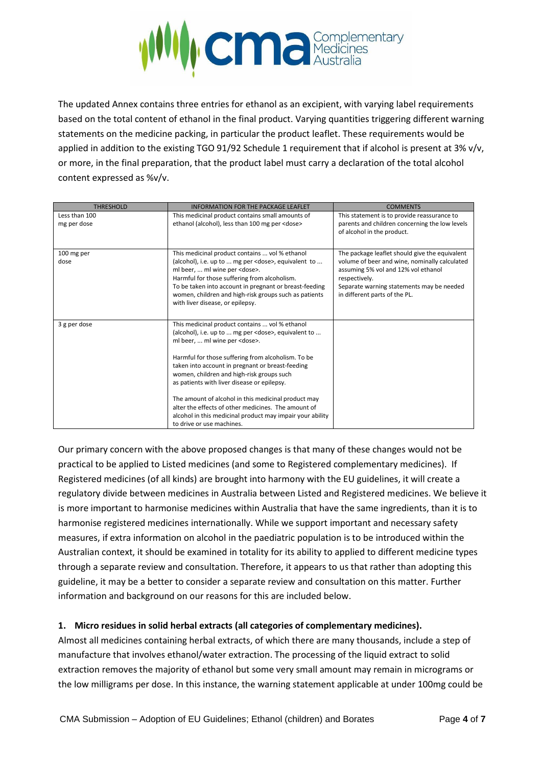The updated Annex contains three entries for ethanol as an excipient, with varying label requirements based on the total content of ethanol in the final product. Varying quantities triggering different warning statements on the medicine packing, in particular the product leaflet. These requirements would be applied in addition to the existing TGO 91/92 Schedule 1 requirement that if alcohol is present at 3% v/v, or more, in the final preparation, that the product label must carry a declaration of the total alcohol content expressed as %v/v.

| THRESHOLD | INFORMATION FOR THE PACKAGE LEAFLET | COMMENTS |
|---|---|---|
| Less than 100 mg per dose | This medicinal product contains small amounts of ethanol (alcohol), less than 100 mg per <dose> | This statement is to provide reassurance to parents and children concerning the low levels of alcohol in the product. |
| 100 mg per dose | This medicinal product contains ... vol % ethanol (alcohol), i.e. up to ... mg per <dose>, equivalent to ... ml beer, ... ml wine per <dose>.<br>Harmful for those suffering from alcoholism.<br>To be taken into account in pregnant or breast-feeding women, children and high-risk groups such as patients with liver disease, or epilepsy. | The package leaflet should give the equivalent volume of beer and wine, nominally calculated assuming 5% vol and 12% vol ethanol respectively.<br>Separate warning statements may be needed in different parts of the PL. |
| 3 g per dose | This medicinal product contains ... vol % ethanol (alcohol), i.e. up to ... mg per <dose>, equivalent to ... ml beer, ... ml wine per <dose>.<br><br>Harmful for those suffering from alcoholism. To be taken into account in pregnant or breast-feeding women, children and high-risk groups such as patients with liver disease or epilepsy.<br><br>The amount of alcohol in this medicinal product may alter the effects of other medicines. The amount of alcohol in this medicinal product may impair your ability to drive or use machines. | |

Our primary concern with the above proposed changes is that many of these changes would not be practical to be applied to Listed medicines (and some to Registered complementary medicines). If Registered medicines (of all kinds) are brought into harmony with the EU guidelines, it will create a regulatory divide between medicines in Australia between Listed and Registered medicines. We believe it is more important to harmonise medicines within Australia that have the same ingredients, than it is to harmonise registered medicines internationally. While we support important and necessary safety measures, if extra information on alcohol in the paediatric population is to be introduced within the Australian context, it should be examined in totality for its ability to applied to different medicine types through a separate review and consultation. Therefore, it appears to us that rather than adopting this guideline, it may be a better to consider a separate review and consultation on this matter. Further information and background on our reasons for this are included below.

**1. Micro residues in solid herbal extracts (all categories of complementary medicines).**

Almost all medicines containing herbal extracts, of which there are many thousands, include a step of manufacture that involves ethanol/water extraction. The processing of the liquid extract to solid extraction removes the majority of ethanol but some very small amount may remain in micrograms or the low milligrams per dose. In this instance, the warning statement applicable at under 100mg could be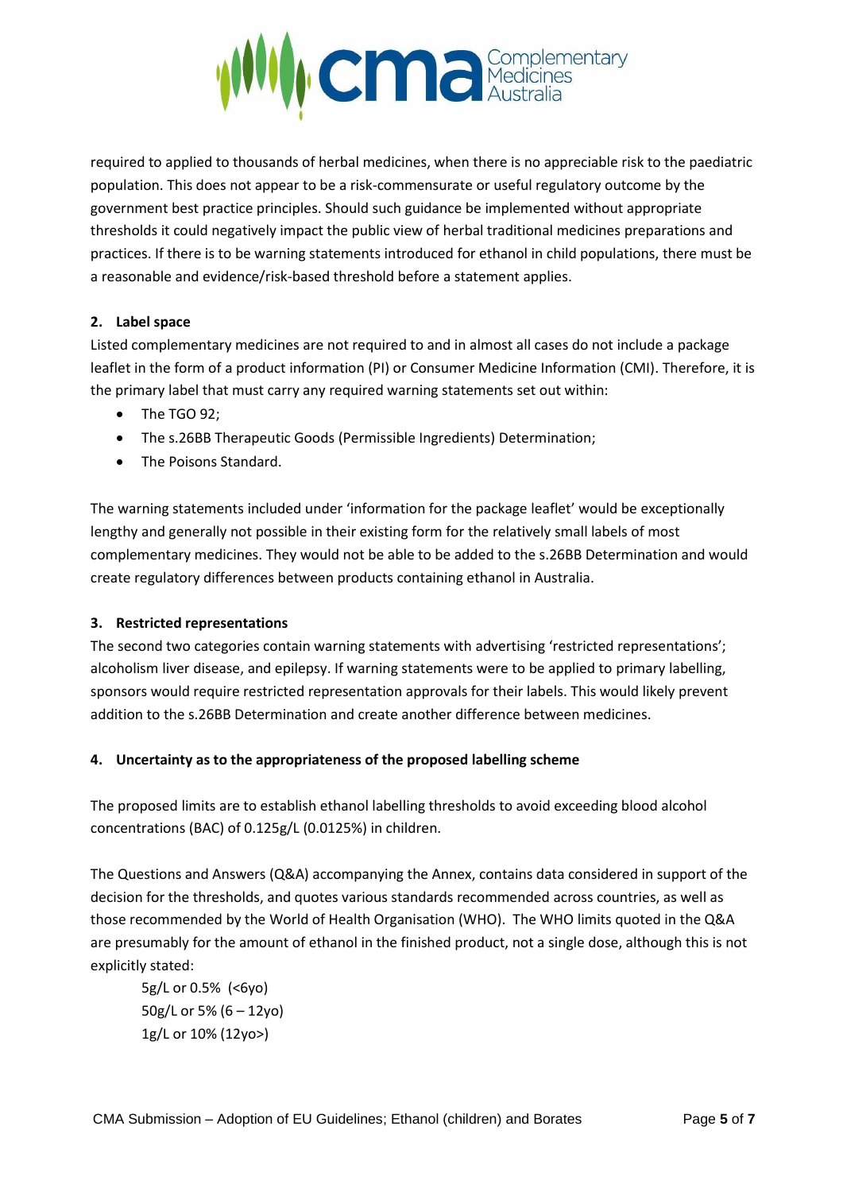required to applied to thousands of herbal medicines, when there is no appreciable risk to the paediatric population. This does not appear to be a risk-commensurate or useful regulatory outcome by the government best practice principles. Should such guidance be implemented without appropriate thresholds it could negatively impact the public view of herbal traditional medicines preparations and practices. If there is to be warning statements introduced for ethanol in child populations, there must be a reasonable and evidence/risk-based threshold before a statement applies.

**2. Label space**

Listed complementary medicines are not required to and in almost all cases do not include a package leaflet in the form of a product information (PI) or Consumer Medicine Information (CMI). Therefore, it is the primary label that must carry any required warning statements set out within:

- The TGO 92;
- The s.26BB Therapeutic Goods (Permissible Ingredients) Determination;
- The Poisons Standard.

The warning statements included under 'information for the package leaflet' would be exceptionally lengthy and generally not possible in their existing form for the relatively small labels of most complementary medicines. They would not be able to be added to the s.26BB Determination and would create regulatory differences between products containing ethanol in Australia.

**3. Restricted representations**

The second two categories contain warning statements with advertising 'restricted representations'; alcoholism liver disease, and epilepsy. If warning statements were to be applied to primary labelling, sponsors would require restricted representation approvals for their labels. This would likely prevent addition to the s.26BB Determination and create another difference between medicines.

**4. Uncertainty as to the appropriateness of the proposed labelling scheme**

The proposed limits are to establish ethanol labelling thresholds to avoid exceeding blood alcohol concentrations (BAC) of 0.125g/L (0.0125%) in children.

The Questions and Answers (Q&A) accompanying the Annex, contains data considered in support of the decision for the thresholds, and quotes various standards recommended across countries, as well as those recommended by the World of Health Organisation (WHO). The WHO limits quoted in the Q&A are presumably for the amount of ethanol in the finished product, not a single dose, although this is not explicitly stated:

5g/L or 0.5% (<6yo)
50g/L or 5% (6 – 12yo)
1g/L or 10% (12yo>)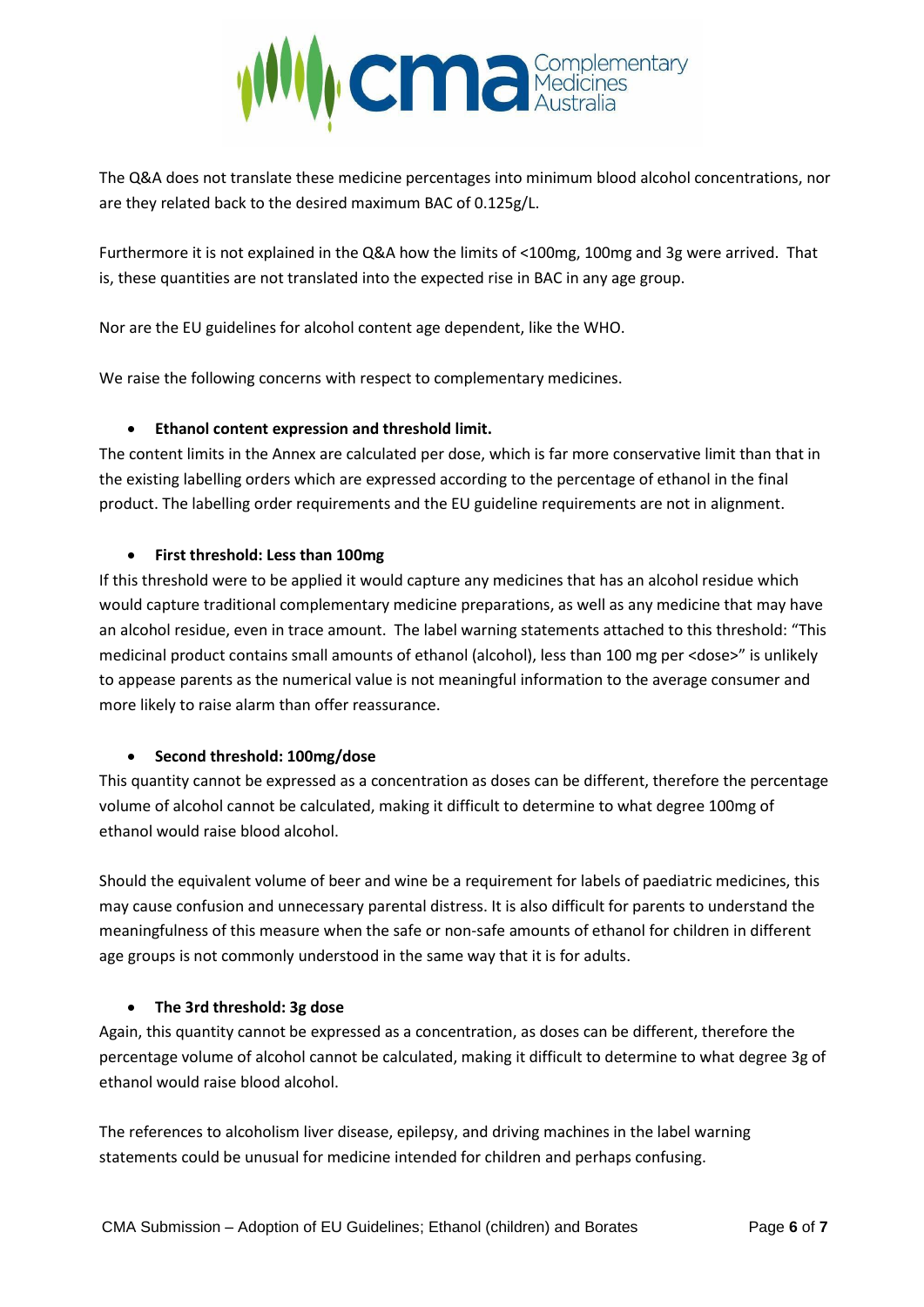The Q&A does not translate these medicine percentages into minimum blood alcohol concentrations, nor are they related back to the desired maximum BAC of 0.125g/L.

Furthermore it is not explained in the Q&A how the limits of <100mg, 100mg and 3g were arrived. That is, these quantities are not translated into the expected rise in BAC in any age group.

Nor are the EU guidelines for alcohol content age dependent, like the WHO.

We raise the following concerns with respect to complementary medicines.

- **Ethanol content expression and threshold limit.**

The content limits in the Annex are calculated per dose, which is far more conservative limit than that in the existing labelling orders which are expressed according to the percentage of ethanol in the final product. The labelling order requirements and the EU guideline requirements are not in alignment.

- **First threshold: Less than 100mg**

If this threshold were to be applied it would capture any medicines that has an alcohol residue which would capture traditional complementary medicine preparations, as well as any medicine that may have an alcohol residue, even in trace amount. The label warning statements attached to this threshold: "This medicinal product contains small amounts of ethanol (alcohol), less than 100 mg per <dose>" is unlikely to appease parents as the numerical value is not meaningful information to the average consumer and more likely to raise alarm than offer reassurance.

- **Second threshold: 100mg/dose**

This quantity cannot be expressed as a concentration as doses can be different, therefore the percentage volume of alcohol cannot be calculated, making it difficult to determine to what degree 100mg of ethanol would raise blood alcohol.

Should the equivalent volume of beer and wine be a requirement for labels of paediatric medicines, this may cause confusion and unnecessary parental distress. It is also difficult for parents to understand the meaningfulness of this measure when the safe or non-safe amounts of ethanol for children in different age groups is not commonly understood in the same way that it is for adults.

- **The 3rd threshold: 3g dose**

Again, this quantity cannot be expressed as a concentration, as doses can be different, therefore the percentage volume of alcohol cannot be calculated, making it difficult to determine to what degree 3g of ethanol would raise blood alcohol.

The references to alcoholism liver disease, epilepsy, and driving machines in the label warning statements could be unusual for medicine intended for children and perhaps confusing.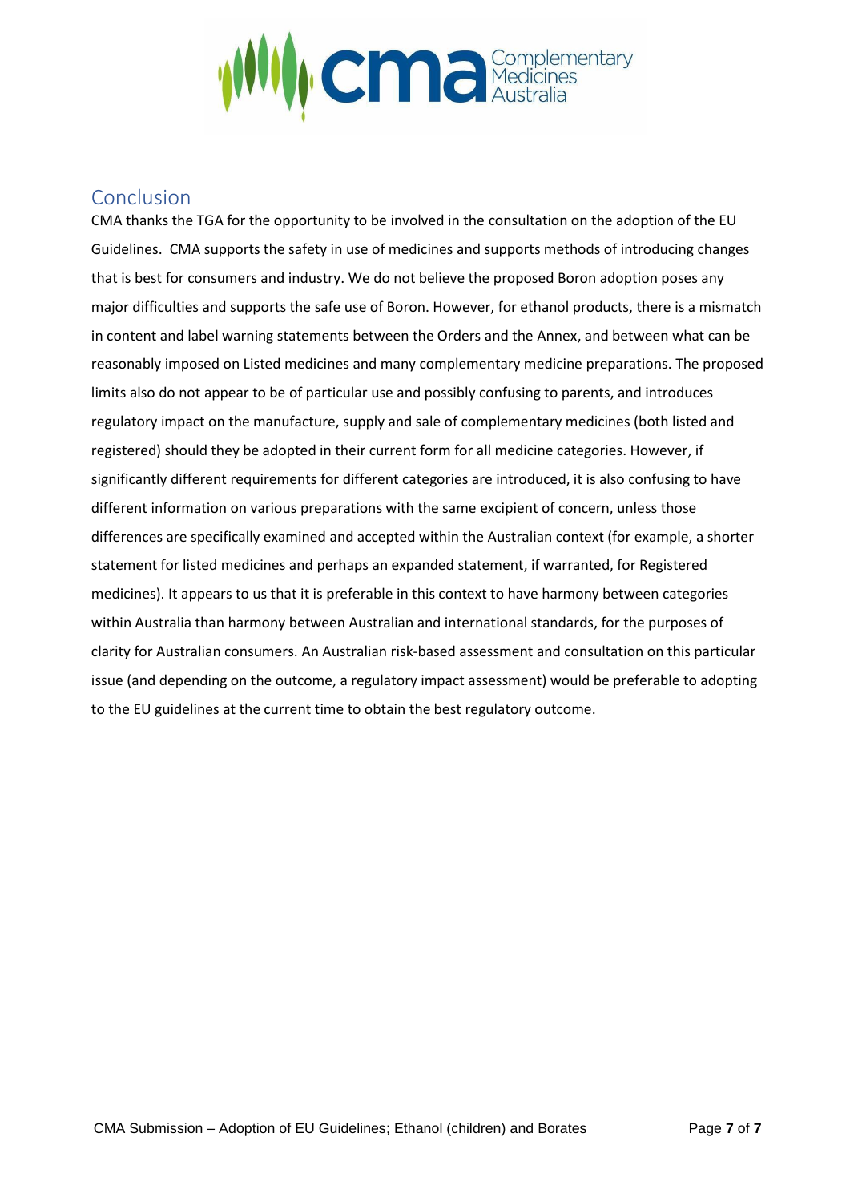## Conclusion

CMA thanks the TGA for the opportunity to be involved in the consultation on the adoption of the EU Guidelines. CMA supports the safety in use of medicines and supports methods of introducing changes that is best for consumers and industry. We do not believe the proposed Boron adoption poses any major difficulties and supports the safe use of Boron. However, for ethanol products, there is a mismatch in content and label warning statements between the Orders and the Annex, and between what can be reasonably imposed on Listed medicines and many complementary medicine preparations. The proposed limits also do not appear to be of particular use and possibly confusing to parents, and introduces regulatory impact on the manufacture, supply and sale of complementary medicines (both listed and registered) should they be adopted in their current form for all medicine categories. However, if significantly different requirements for different categories are introduced, it is also confusing to have different information on various preparations with the same excipient of concern, unless those differences are specifically examined and accepted within the Australian context (for example, a shorter statement for listed medicines and perhaps an expanded statement, if warranted, for Registered medicines). It appears to us that it is preferable in this context to have harmony between categories within Australia than harmony between Australian and international standards, for the purposes of clarity for Australian consumers. An Australian risk-based assessment and consultation on this particular issue (and depending on the outcome, a regulatory impact assessment) would be preferable to adopting to the EU guidelines at the current time to obtain the best regulatory outcome.